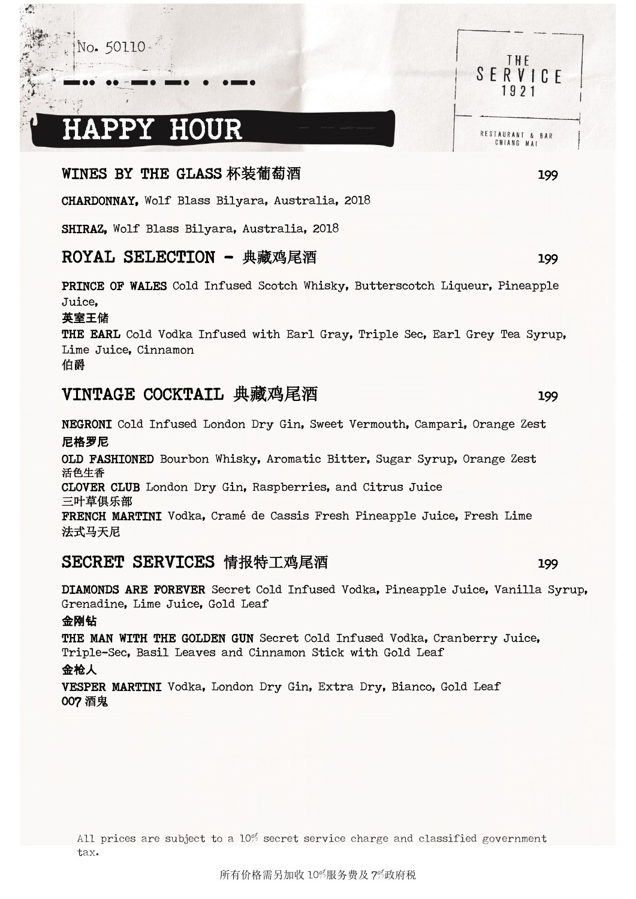No. 50110

THE SERVICE 1921

RESTAURANT & BAR
CHIANG MAI

# HAPPY HOUR

## WINES BY THE GLASS 杯装葡萄酒 199

**CHARDONNAY,** Wolf Blass Bilyara, Australia, 2018

**SHIRAZ,** Wolf Blass Bilyara, Australia, 2018

## ROYAL SELECTION - 典藏鸡尾酒 199

**PRINCE OF WALES** Cold Infused Scotch Whisky, Butterscotch Liqueur, Pineapple Juice,
**英室王储**

**THE EARL** Cold Vodka Infused with Earl Gray, Triple Sec, Earl Grey Tea Syrup, Lime Juice, Cinnamon
伯爵

## VINTAGE COCKTAIL 典藏鸡尾酒 199

**NEGRONI** Cold Infused London Dry Gin, Sweet Vermouth, Campari, Orange Zest
**尼格罗尼**

**OLD FASHIONED** Bourbon Whisky, Aromatic Bitter, Sugar Syrup, Orange Zest
活色生香

**CLOVER CLUB** London Dry Gin, Raspberries, and Citrus Juice
三叶草俱乐部

**FRENCH MARTINI** Vodka, Cramé de Cassis Fresh Pineapple Juice, Fresh Lime
法式马天尼

## SECRET SERVICES 情报特工鸡尾酒 199

**DIAMONDS ARE FOREVER** Secret Cold Infused Vodka, Pineapple Juice, Vanilla Syrup, Grenadine, Lime Juice, Gold Leaf
**金刚钻**

**THE MAN WITH THE GOLDEN GUN** Secret Cold Infused Vodka, Cranberry Juice, Triple-Sec, Basil Leaves and Cinnamon Stick with Gold Leaf
**金枪人**

**VESPER MARTINI** Vodka, London Dry Gin, Extra Dry, Bianco, Gold Leaf
**007 酒鬼**

All prices are subject to a 10% secret service charge and classified government tax.

所有价格需另加收 10%服务费及 7%政府税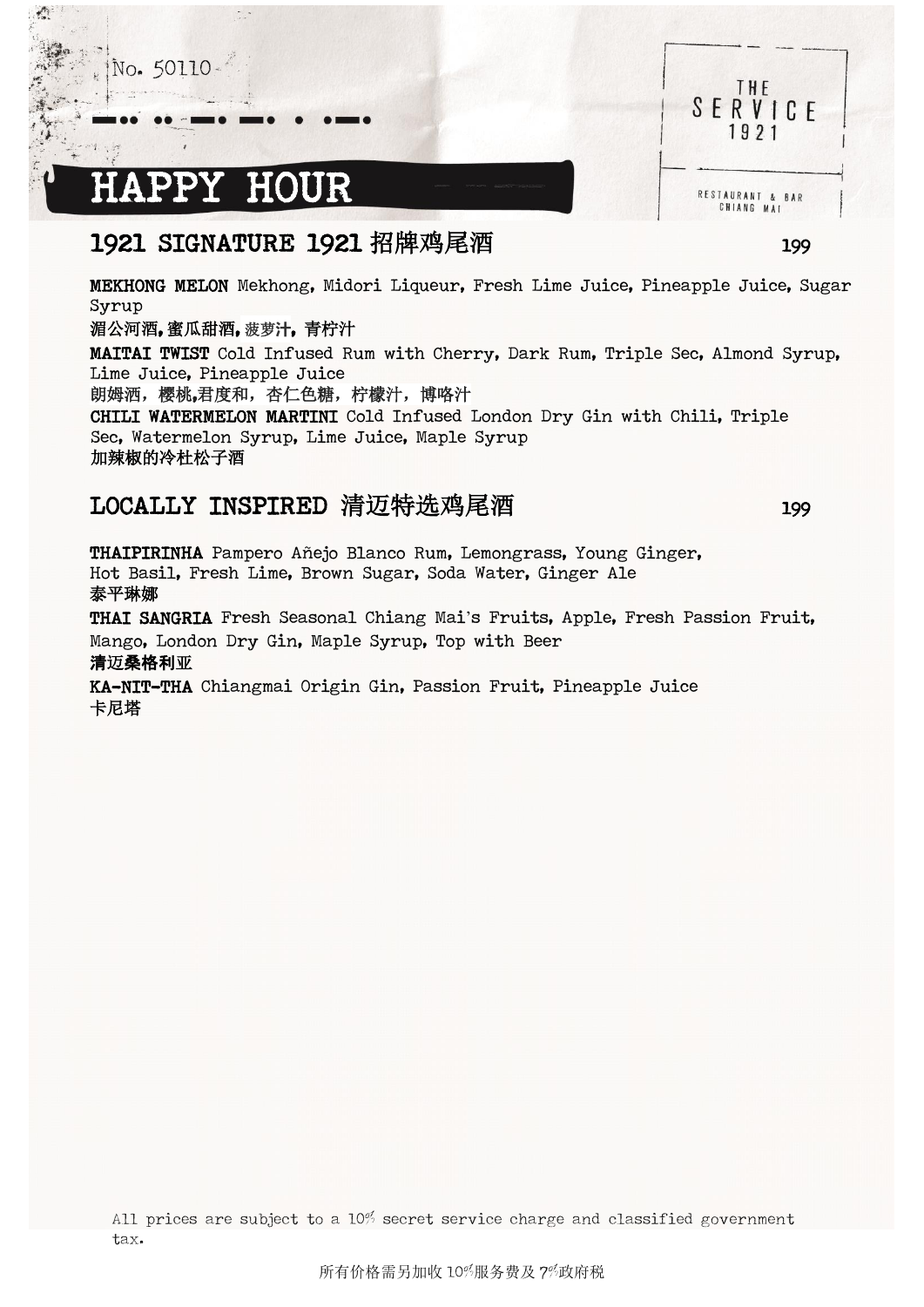No. 50110

# HAPPY HOUR

THE SERVICE 1921

RESTAURANT & BAR CHIANG MAI

## 1921 SIGNATURE 1921 招牌鸡尾酒 199

**MEKHONG MELON** Mekhong, Midori Liqueur, Fresh Lime Juice, Pineapple Juice, Sugar Syrup
湄公河酒,蜜瓜甜酒,菠萝汁, 青柠汁

**MAITAI TWIST** Cold Infused Rum with Cherry, Dark Rum, Triple Sec, Almond Syrup, Lime Juice, Pineapple Juice
朗姆酒，樱桃,君度和，杏仁色糖，柠檬汁，博咯汁

**CHILI WATERMELON MARTINI** Cold Infused London Dry Gin with Chili, Triple Sec, Watermelon Syrup, Lime Juice, Maple Syrup
加辣椒的冷杜松子酒

## LOCALLY INSPIRED 清迈特选鸡尾酒 199

**THAIPIRINHA** Pampero Añejo Blanco Rum, Lemongrass, Young Ginger, Hot Basil, Fresh Lime, Brown Sugar, Soda Water, Ginger Ale
泰平琳娜

**THAI SANGRIA** Fresh Seasonal Chiang Mai's Fruits, Apple, Fresh Passion Fruit, Mango, London Dry Gin, Maple Syrup, Top with Beer
清迈桑格利亚

**KA-NIT-THA** Chiangmai Origin Gin, Passion Fruit, Pineapple Juice
卡尼塔

All prices are subject to a 10% secret service charge and classified government tax.

所有价格需另加收 10%服务费及 7%政府税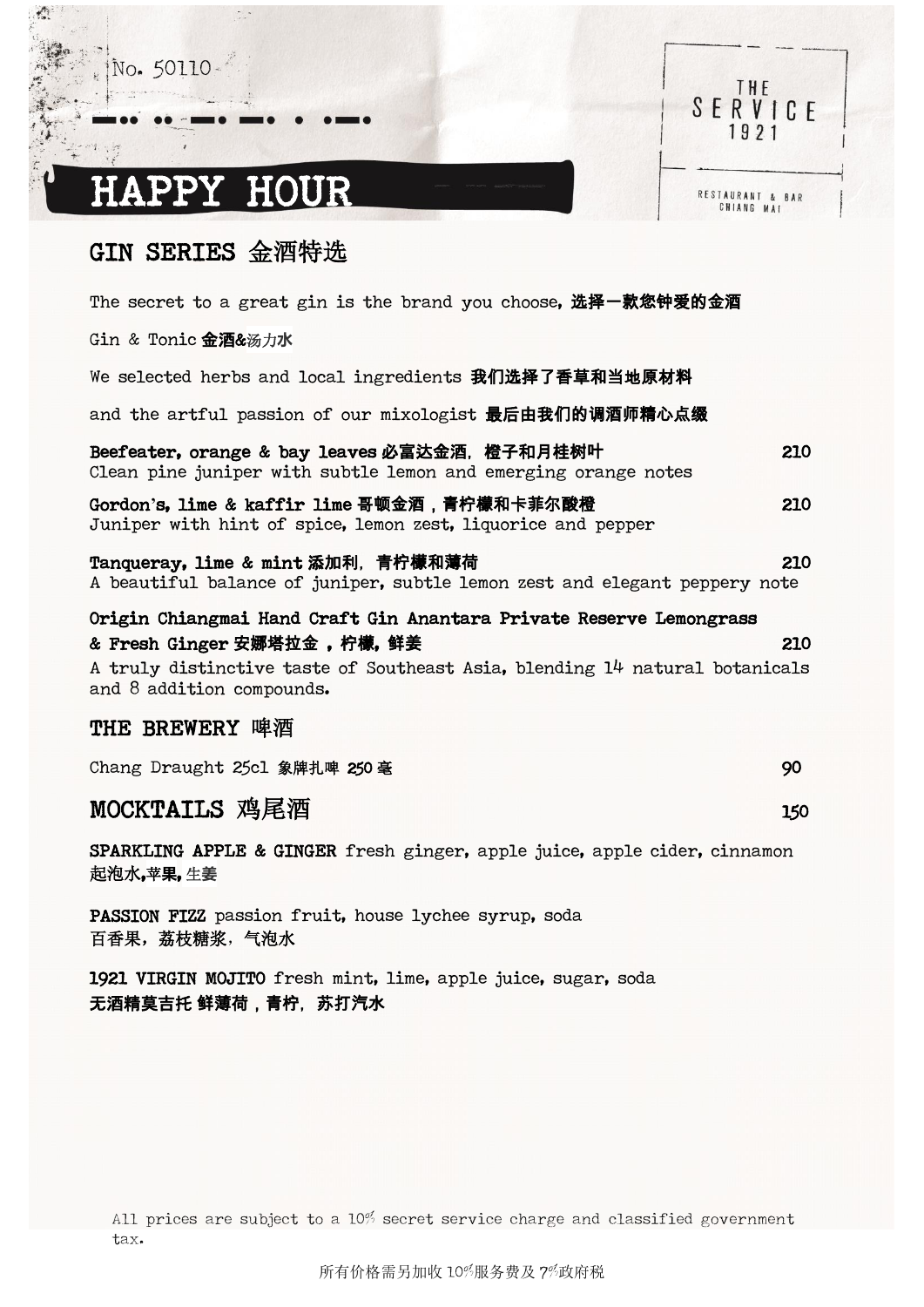No. 50110

THE SERVICE 1921

RESTAURANT & BAR CHIANG MAI

# HAPPY HOUR

## GIN SERIES 金酒特选

The secret to a great gin is the brand you choose, 选择一款您钟爱的金酒

Gin & Tonic 金酒&汤力水

We selected herbs and local ingredients 我们选择了香草和当地原材料

and the artful passion of our mixologist 最后由我们的调酒师精心点缀

**Beefeater, orange & bay leaves 必富达金酒, 橙子和月桂树叶** — 210
Clean pine juniper with subtle lemon and emerging orange notes

**Gordon's, lime & kaffir lime 哥顿金酒，青柠檬和卡菲尔酸橙** — 210
Juniper with hint of spice, lemon zest, liquorice and pepper

**Tanqueray, lime & mint 添加利, 青柠檬和薄荷** — 210
A beautiful balance of juniper, subtle lemon zest and elegant peppery note

**Origin Chiangmai Hand Craft Gin Anantara Private Reserve Lemongrass & Fresh Ginger 安娜塔拉金，柠檬，鲜姜** — 210
A truly distinctive taste of Southeast Asia, blending 14 natural botanicals and 8 addition compounds.

## THE BREWERY 啤酒

Chang Draught 25cl 象牌扎啤 250 毫 — 90

## MOCKTAILS 鸡尾酒 — 150

**SPARKLING APPLE & GINGER** fresh ginger, apple juice, apple cider, cinnamon
起泡水,苹果,生姜

**PASSION FIZZ** passion fruit, house lychee syrup, soda
百香果，荔枝糖浆，气泡水

**1921 VIRGIN MOJITO** fresh mint, lime, apple juice, sugar, soda
无酒精莫吉托 鲜薄荷，青柠，苏打汽水

All prices are subject to a 10% secret service charge and classified government tax.

所有价格需另加收 10%服务费及 7%政府税